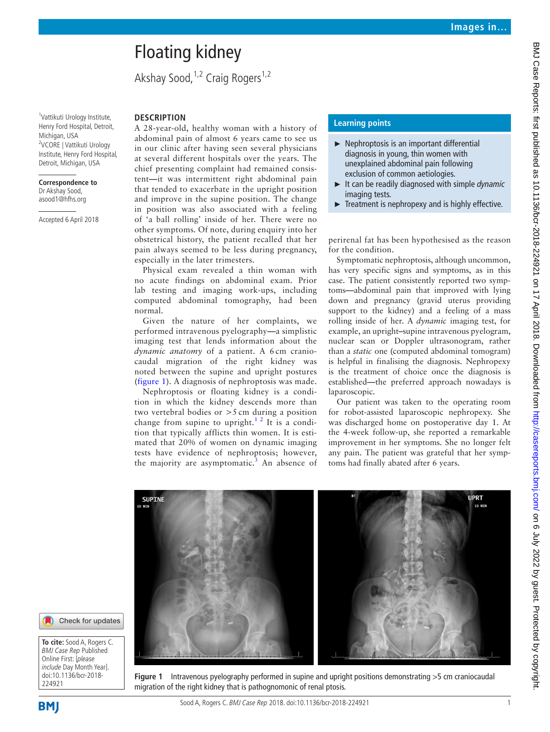# Floating kidney

Akshay Sood,[1,2] Craig Rogers[1,2]

[1]Vattikuti Urology Institute, Henry Ford Hospital, Detroit, Michigan, USA
[2]VCORE | Vattikuti Urology Institute, Henry Ford Hospital, Detroit, Michigan, USA

**Correspondence to**
Dr Akshay Sood, asood1@hfhs.org

Accepted 6 April 2018

## DESCRIPTION

A 28-year-old, healthy woman with a history of abdominal pain of almost 6 years came to see us in our clinic after having seen several physicians at several different hospitals over the years. The chief presenting complaint had remained consistent—it was intermittent right abdominal pain that tended to exacerbate in the upright position and improve in the supine position. The change in position was also associated with a feeling of 'a ball rolling' inside of her. There were no other symptoms. Of note, during enquiry into her obstetrical history, the patient recalled that her pain always seemed to be less during pregnancy, especially in the later trimesters.

Physical exam revealed a thin woman with no acute findings on abdominal exam. Prior lab testing and imaging work-ups, including computed abdominal tomography, had been normal.

Given the nature of her complaints, we performed intravenous pyelography—a simplistic imaging test that lends information about the *dynamic anatomy* of a patient. A 6 cm craniocaudal migration of the right kidney was noted between the supine and upright postures (figure 1). A diagnosis of nephroptosis was made.

Nephroptosis or floating kidney is a condition in which the kidney descends more than two vertebral bodies or >5 cm during a position change from supine to upright.[1,2] It is a condition that typically afflicts thin women. It is estimated that 20% of women on dynamic imaging tests have evidence of nephroptosis; however, the majority are asymptomatic.[3] An absence of perirenal fat has been hypothesised as the reason for the condition.

Symptomatic nephroptosis, although uncommon, has very specific signs and symptoms, as in this case. The patient consistently reported two symptoms—abdominal pain that improved with lying down and pregnancy (gravid uterus providing support to the kidney) and a feeling of a mass rolling inside of her. A *dynamic* imaging test, for example, an upright–supine intravenous pyelogram, nuclear scan or Doppler ultrasonogram, rather than a *static* one (computed abdominal tomogram) is helpful in finalising the diagnosis. Nephropexy is the treatment of choice once the diagnosis is established—the preferred approach nowadays is laparoscopic.

Our patient was taken to the operating room for robot-assisted laparoscopic nephropexy. She was discharged home on postoperative day 1. At the 4-week follow-up, she reported a remarkable improvement in her symptoms. She no longer felt any pain. The patient was grateful that her symptoms had finally abated after 6 years.

### Learning points

- Nephroptosis is an important differential diagnosis in young, thin women with unexplained abdominal pain following exclusion of common aetiologies.
- It can be readily diagnosed with simple *dynamic* imaging tests.
- Treatment is nephropexy and is highly effective.

**Figure 1** Intravenous pyelography performed in supine and upright positions demonstrating >5 cm craniocaudal migration of the right kidney that is pathognomonic of renal ptosis.

**To cite:** Sood A, Rogers C. *BMJ Case Rep* Published Online First: [*please include* Day Month Year]. doi:10.1136/bcr-2018-224921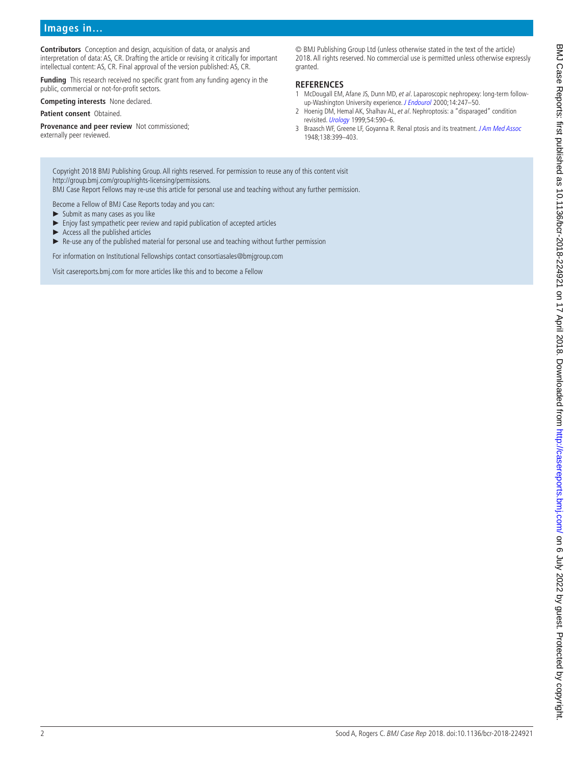**Contributors** Conception and design, acquisition of data, or analysis and interpretation of data: AS, CR. Drafting the article or revising it critically for important intellectual content: AS, CR. Final approval of the version published: AS, CR.

**Funding** This research received no specific grant from any funding agency in the public, commercial or not-for-profit sectors.

**Competing interests** None declared.

**Patient consent** Obtained.

**Provenance and peer review** Not commissioned; externally peer reviewed.

© BMJ Publishing Group Ltd (unless otherwise stated in the text of the article) 2018. All rights reserved. No commercial use is permitted unless otherwise expressly granted.

## REFERENCES

1 McDougall EM, Afane JS, Dunn MD, *et al*. Laparoscopic nephropexy: long-term follow-up-Washington University experience. *J Endourol* 2000;14:247–50.
2 Hoenig DM, Hemal AK, Shalhav AL, *et al*. Nephroptosis: a "disparaged" condition revisited. *Urology* 1999;54:590–6.
3 Braasch WF, Greene LF, Goyanna R. Renal ptosis and its treatment. *J Am Med Assoc* 1948;138:399–403.

Copyright 2018 BMJ Publishing Group. All rights reserved. For permission to reuse any of this content visit http://group.bmj.com/group/rights-licensing/permissions.
BMJ Case Report Fellows may re-use this article for personal use and teaching without any further permission.

Become a Fellow of BMJ Case Reports today and you can:

- ► Submit as many cases as you like
- ► Enjoy fast sympathetic peer review and rapid publication of accepted articles
- ► Access all the published articles
- ► Re-use any of the published material for personal use and teaching without further permission

For information on Institutional Fellowships contact consortiasales@bmjgroup.com

Visit casereports.bmj.com for more articles like this and to become a Fellow